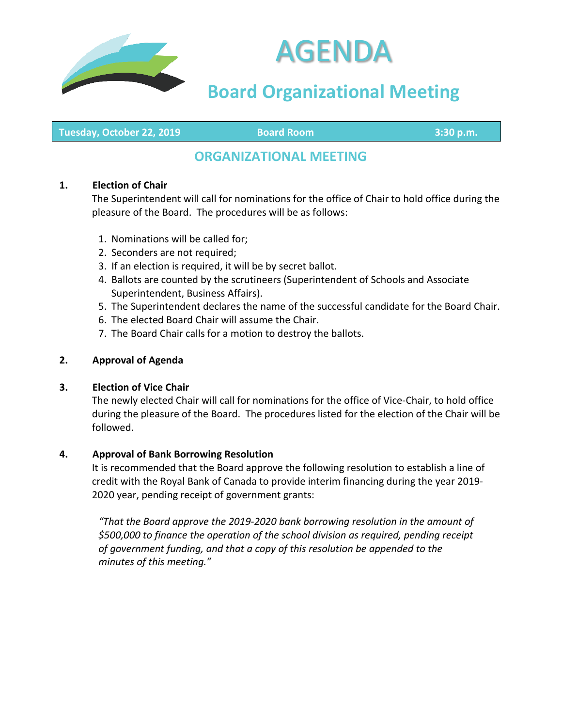# AGENDA

## Board Organizational Meeting

**Tuesday, October 22, 2019** | **Board Room** | **3:30 p.m.**

## ORGANIZATIONAL MEETING

**1. Election of Chair**

The Superintendent will call for nominations for the office of Chair to hold office during the pleasure of the Board. The procedures will be as follows:

1. Nominations will be called for;
2. Seconders are not required;
3. If an election is required, it will be by secret ballot.
4. Ballots are counted by the scrutineers (Superintendent of Schools and Associate Superintendent, Business Affairs).
5. The Superintendent declares the name of the successful candidate for the Board Chair.
6. The elected Board Chair will assume the Chair.
7. The Board Chair calls for a motion to destroy the ballots.

**2. Approval of Agenda**

**3. Election of Vice Chair**

The newly elected Chair will call for nominations for the office of Vice-Chair, to hold office during the pleasure of the Board. The procedures listed for the election of the Chair will be followed.

**4. Approval of Bank Borrowing Resolution**

It is recommended that the Board approve the following resolution to establish a line of credit with the Royal Bank of Canada to provide interim financing during the year 2019-2020 year, pending receipt of government grants:

*"That the Board approve the 2019-2020 bank borrowing resolution in the amount of $500,000 to finance the operation of the school division as required, pending receipt of government funding, and that a copy of this resolution be appended to the minutes of this meeting."*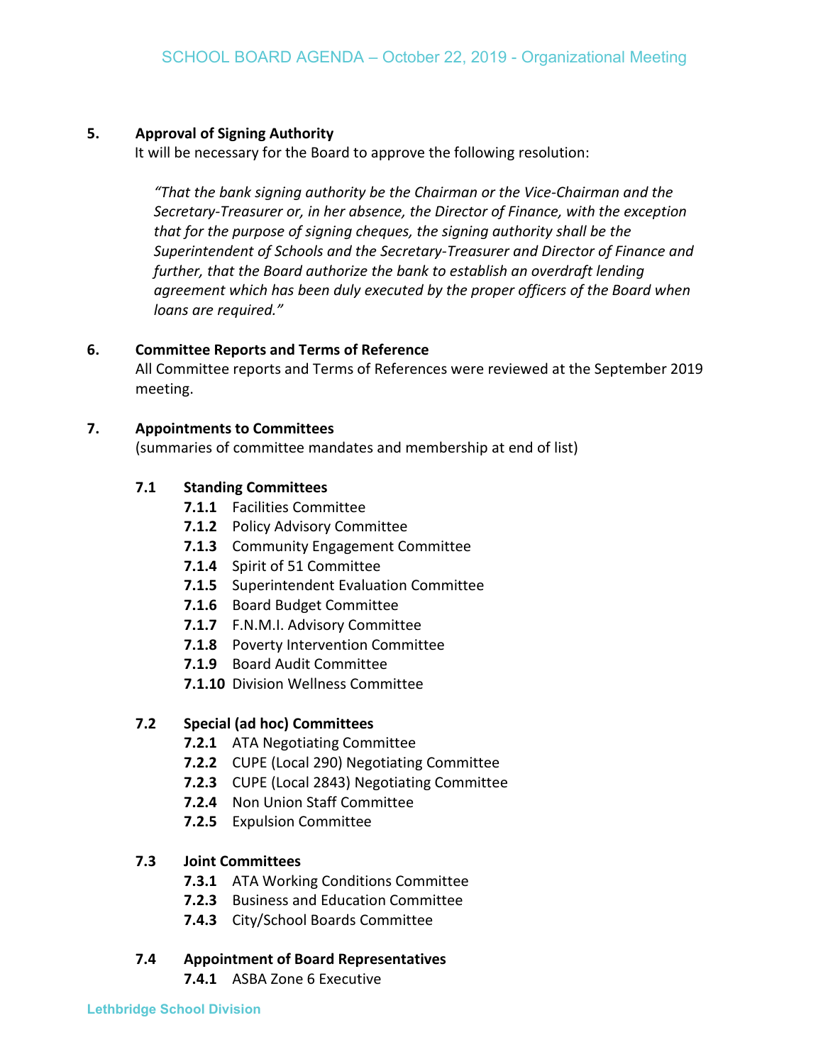## 5. Approval of Signing Authority

It will be necessary for the Board to approve the following resolution:

> *"That the bank signing authority be the Chairman or the Vice-Chairman and the Secretary-Treasurer or, in her absence, the Director of Finance, with the exception that for the purpose of signing cheques, the signing authority shall be the Superintendent of Schools and the Secretary-Treasurer and Director of Finance and further, that the Board authorize the bank to establish an overdraft lending agreement which has been duly executed by the proper officers of the Board when loans are required."*

## 6. Committee Reports and Terms of Reference

All Committee reports and Terms of References were reviewed at the September 2019 meeting.

## 7. Appointments to Committees

(summaries of committee mandates and membership at end of list)

### 7.1 Standing Committees

- **7.1.1** Facilities Committee
- **7.1.2** Policy Advisory Committee
- **7.1.3** Community Engagement Committee
- **7.1.4** Spirit of 51 Committee
- **7.1.5** Superintendent Evaluation Committee
- **7.1.6** Board Budget Committee
- **7.1.7** F.N.M.I. Advisory Committee
- **7.1.8** Poverty Intervention Committee
- **7.1.9** Board Audit Committee
- **7.1.10** Division Wellness Committee

### 7.2 Special (ad hoc) Committees

- **7.2.1** ATA Negotiating Committee
- **7.2.2** CUPE (Local 290) Negotiating Committee
- **7.2.3** CUPE (Local 2843) Negotiating Committee
- **7.2.4** Non Union Staff Committee
- **7.2.5** Expulsion Committee

### 7.3 Joint Committees

- **7.3.1** ATA Working Conditions Committee
- **7.2.3** Business and Education Committee
- **7.4.3** City/School Boards Committee

### 7.4 Appointment of Board Representatives

- **7.4.1** ASBA Zone 6 Executive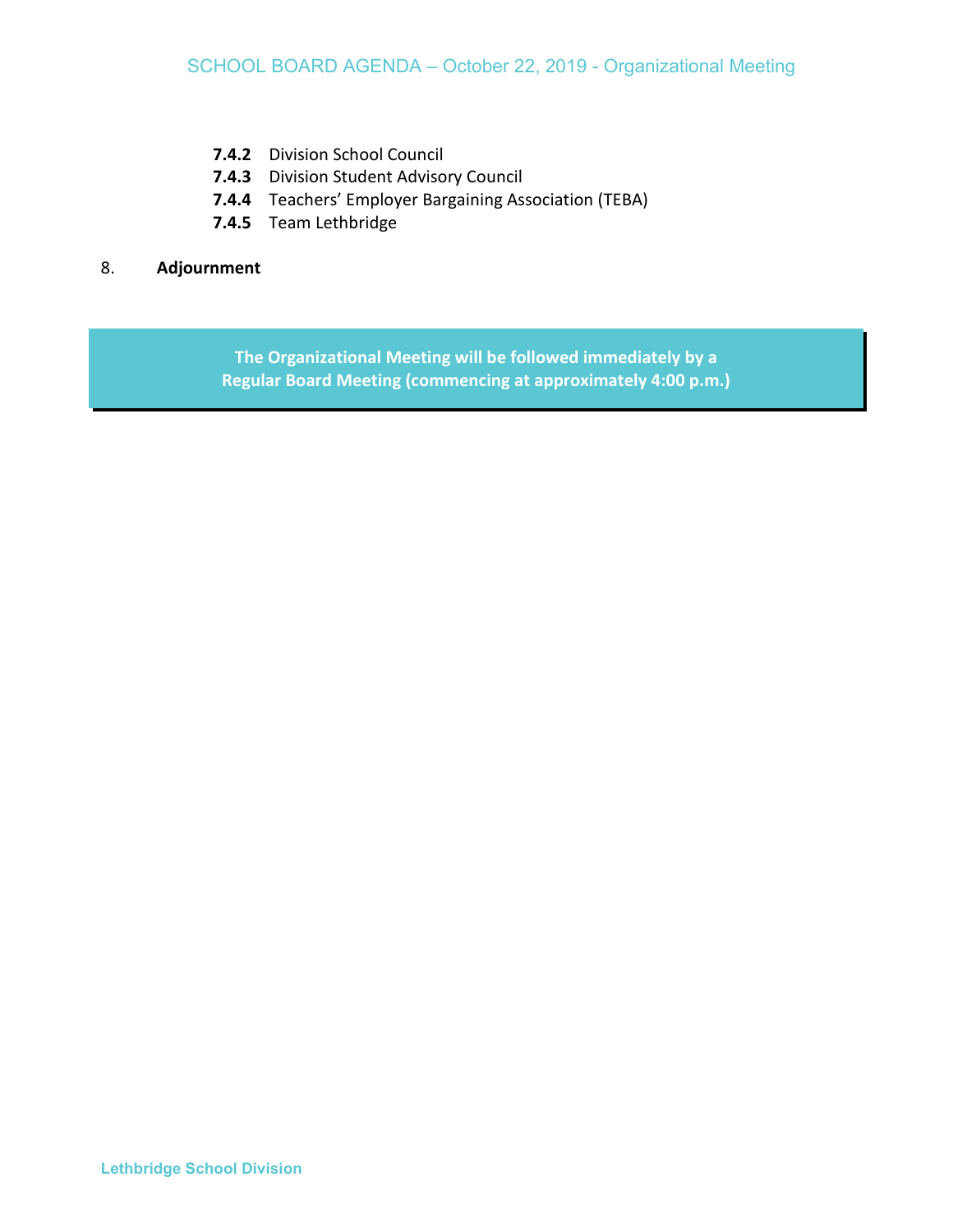- **7.4.2** Division School Council
- **7.4.3** Division Student Advisory Council
- **7.4.4** Teachers' Employer Bargaining Association (TEBA)
- **7.4.5** Team Lethbridge

8. **Adjournment**

**The Organizational Meeting will be followed immediately by a Regular Board Meeting (commencing at approximately 4:00 p.m.)**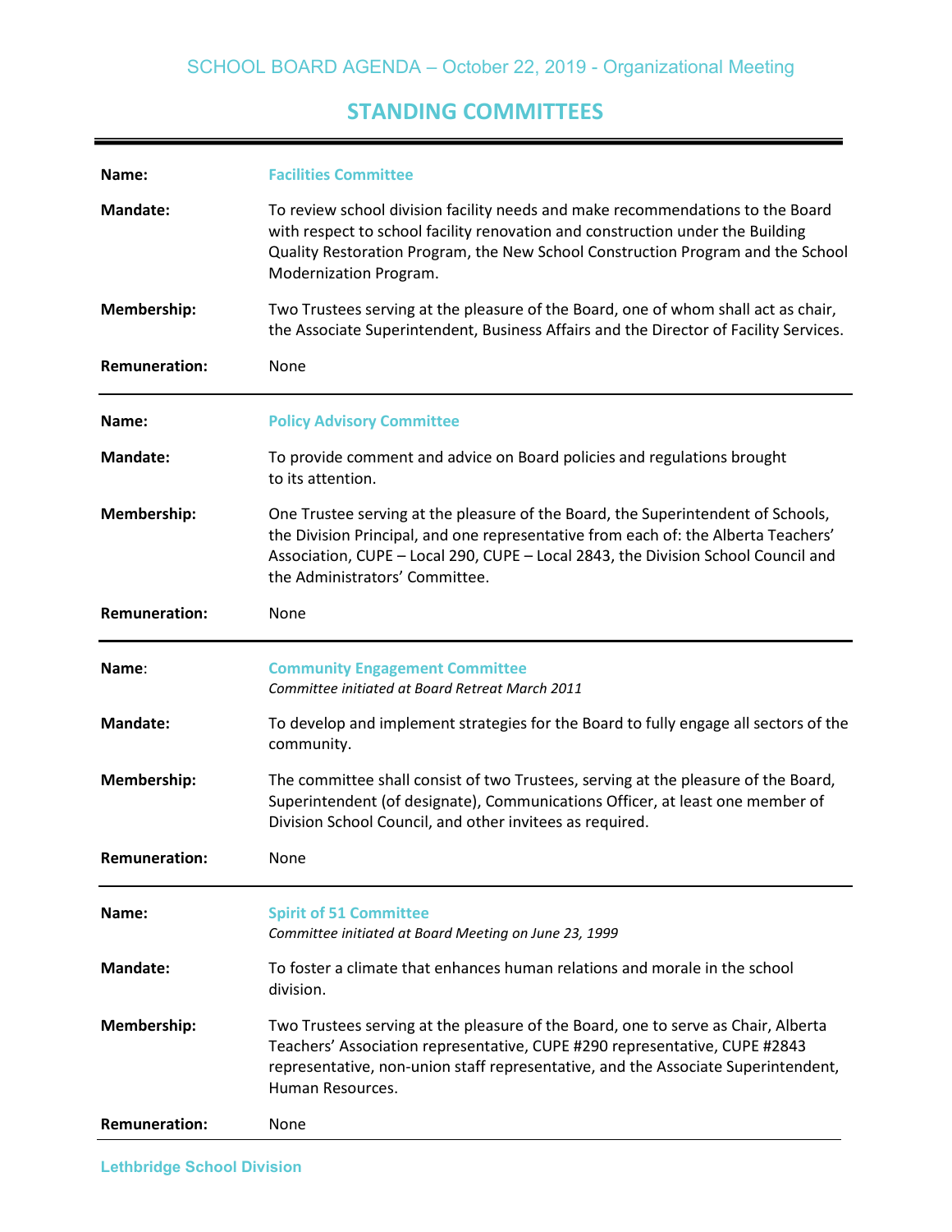SCHOOL BOARD AGENDA – October 22, 2019 - Organizational Meeting

# STANDING COMMITTEES

---

**Name:** **Facilities Committee**

**Mandate:** To review school division facility needs and make recommendations to the Board with respect to school facility renovation and construction under the Building Quality Restoration Program, the New School Construction Program and the School Modernization Program.

**Membership:** Two Trustees serving at the pleasure of the Board, one of whom shall act as chair, the Associate Superintendent, Business Affairs and the Director of Facility Services.

**Remuneration:** None

---

**Name:** **Policy Advisory Committee**

**Mandate:** To provide comment and advice on Board policies and regulations brought to its attention.

**Membership:** One Trustee serving at the pleasure of the Board, the Superintendent of Schools, the Division Principal, and one representative from each of: the Alberta Teachers' Association, CUPE – Local 290, CUPE – Local 2843, the Division School Council and the Administrators' Committee.

**Remuneration:** None

---

**Name**: **Community Engagement Committee**
*Committee initiated at Board Retreat March 2011*

**Mandate:** To develop and implement strategies for the Board to fully engage all sectors of the community.

**Membership:** The committee shall consist of two Trustees, serving at the pleasure of the Board, Superintendent (of designate), Communications Officer, at least one member of Division School Council, and other invitees as required.

**Remuneration:** None

---

**Name:** **Spirit of 51 Committee**
*Committee initiated at Board Meeting on June 23, 1999*

**Mandate:** To foster a climate that enhances human relations and morale in the school division.

**Membership:** Two Trustees serving at the pleasure of the Board, one to serve as Chair, Alberta Teachers' Association representative, CUPE #290 representative, CUPE #2843 representative, non-union staff representative, and the Associate Superintendent, Human Resources.

**Remuneration:** None

---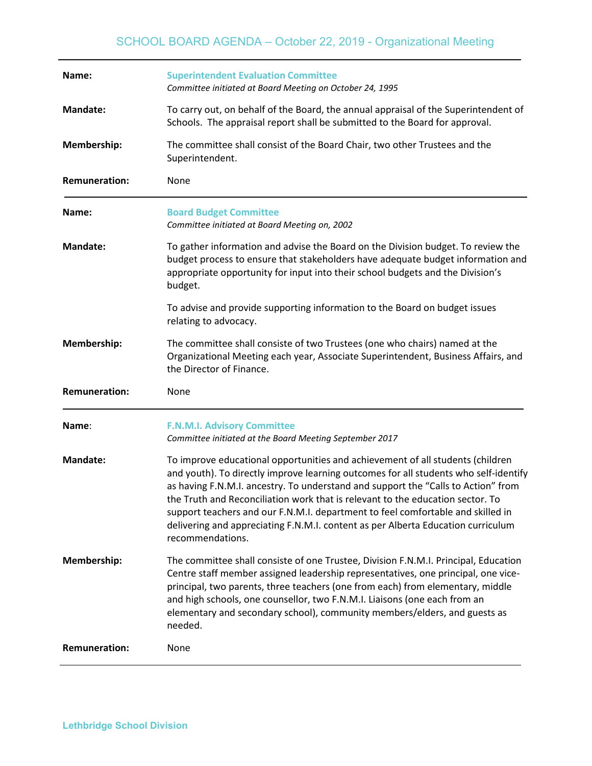| | |
|---|---|
| **Name:** | **Superintendent Evaluation Committee**<br>*Committee initiated at Board Meeting on October 24, 1995* |
| **Mandate:** | To carry out, on behalf of the Board, the annual appraisal of the Superintendent of Schools. The appraisal report shall be submitted to the Board for approval. |
| **Membership:** | The committee shall consist of the Board Chair, two other Trustees and the Superintendent. |
| **Remuneration:** | None |

---

| | |
|---|---|
| **Name:** | **Board Budget Committee**<br>*Committee initiated at Board Meeting on, 2002* |
| **Mandate:** | To gather information and advise the Board on the Division budget. To review the budget process to ensure that stakeholders have adequate budget information and appropriate opportunity for input into their school budgets and the Division's budget.<br><br>To advise and provide supporting information to the Board on budget issues relating to advocacy. |
| **Membership:** | The committee shall consiste of two Trustees (one who chairs) named at the Organizational Meeting each year, Associate Superintendent, Business Affairs, and the Director of Finance. |
| **Remuneration:** | None |

---

| | |
|---|---|
| **Name**: | **F.N.M.I. Advisory Committee**<br>*Committee initiated at the Board Meeting September 2017* |
| **Mandate:** | To improve educational opportunities and achievement of all students (children and youth). To directly improve learning outcomes for all students who self-identify as having F.N.M.I. ancestry. To understand and support the "Calls to Action" from the Truth and Reconciliation work that is relevant to the education sector. To support teachers and our F.N.M.I. department to feel comfortable and skilled in delivering and appreciating F.N.M.I. content as per Alberta Education curriculum recommendations. |
| **Membership:** | The committee shall consiste of one Trustee, Division F.N.M.I. Principal, Education Centre staff member assigned leadership representatives, one principal, one vice-principal, two parents, three teachers (one from each) from elementary, middle and high schools, one counsellor, two F.N.M.I. Liaisons (one each from an elementary and secondary school), community members/elders, and guests as needed. |
| **Remuneration:** | None |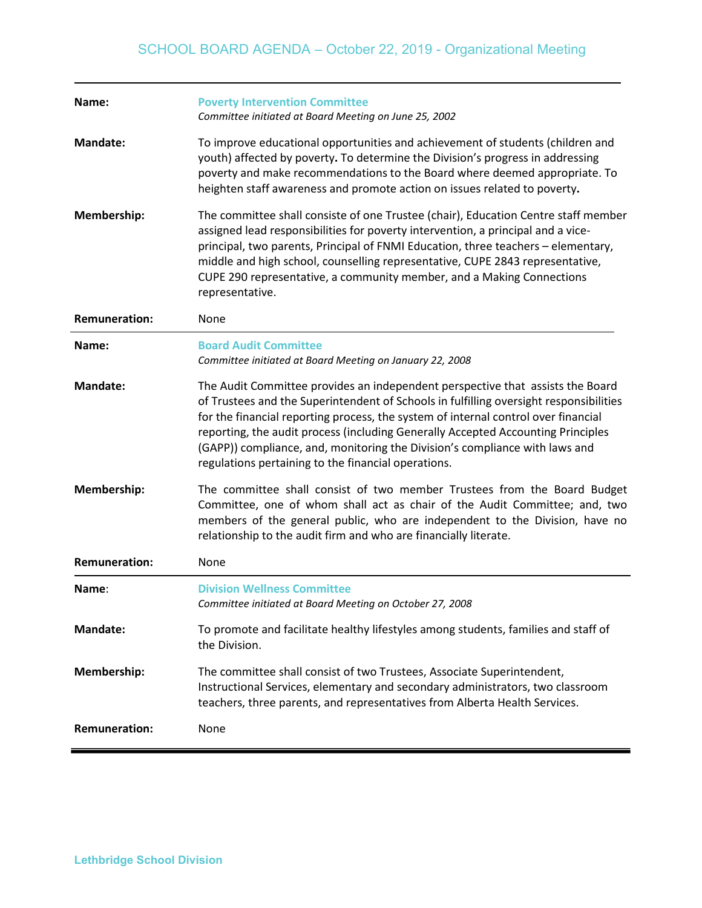| | |
|---|---|
| **Name:** | **Poverty Intervention Committee**<br>*Committee initiated at Board Meeting on June 25, 2002* |
| **Mandate:** | To improve educational opportunities and achievement of students (children and youth) affected by poverty. To determine the Division's progress in addressing poverty and make recommendations to the Board where deemed appropriate. To heighten staff awareness and promote action on issues related to poverty. |
| **Membership:** | The committee shall consiste of one Trustee (chair), Education Centre staff member assigned lead responsibilities for poverty intervention, a principal and a vice-principal, two parents, Principal of FNMI Education, three teachers – elementary, middle and high school, counselling representative, CUPE 2843 representative, CUPE 290 representative, a community member, and a Making Connections representative. |
| **Remuneration:** | None |

| | |
|---|---|
| **Name:** | **Board Audit Committee**<br>*Committee initiated at Board Meeting on January 22, 2008* |
| **Mandate:** | The Audit Committee provides an independent perspective that assists the Board of Trustees and the Superintendent of Schools in fulfilling oversight responsibilities for the financial reporting process, the system of internal control over financial reporting, the audit process (including Generally Accepted Accounting Principles (GAPP)) compliance, and, monitoring the Division's compliance with laws and regulations pertaining to the financial operations. |
| **Membership:** | The committee shall consist of two member Trustees from the Board Budget Committee, one of whom shall act as chair of the Audit Committee; and, two members of the general public, who are independent to the Division, have no relationship to the audit firm and who are financially literate. |
| **Remuneration:** | None |

| | |
|---|---|
| **Name:** | **Division Wellness Committee**<br>*Committee initiated at Board Meeting on October 27, 2008* |
| **Mandate:** | To promote and facilitate healthy lifestyles among students, families and staff of the Division. |
| **Membership:** | The committee shall consist of two Trustees, Associate Superintendent, Instructional Services, elementary and secondary administrators, two classroom teachers, three parents, and representatives from Alberta Health Services. |
| **Remuneration:** | None |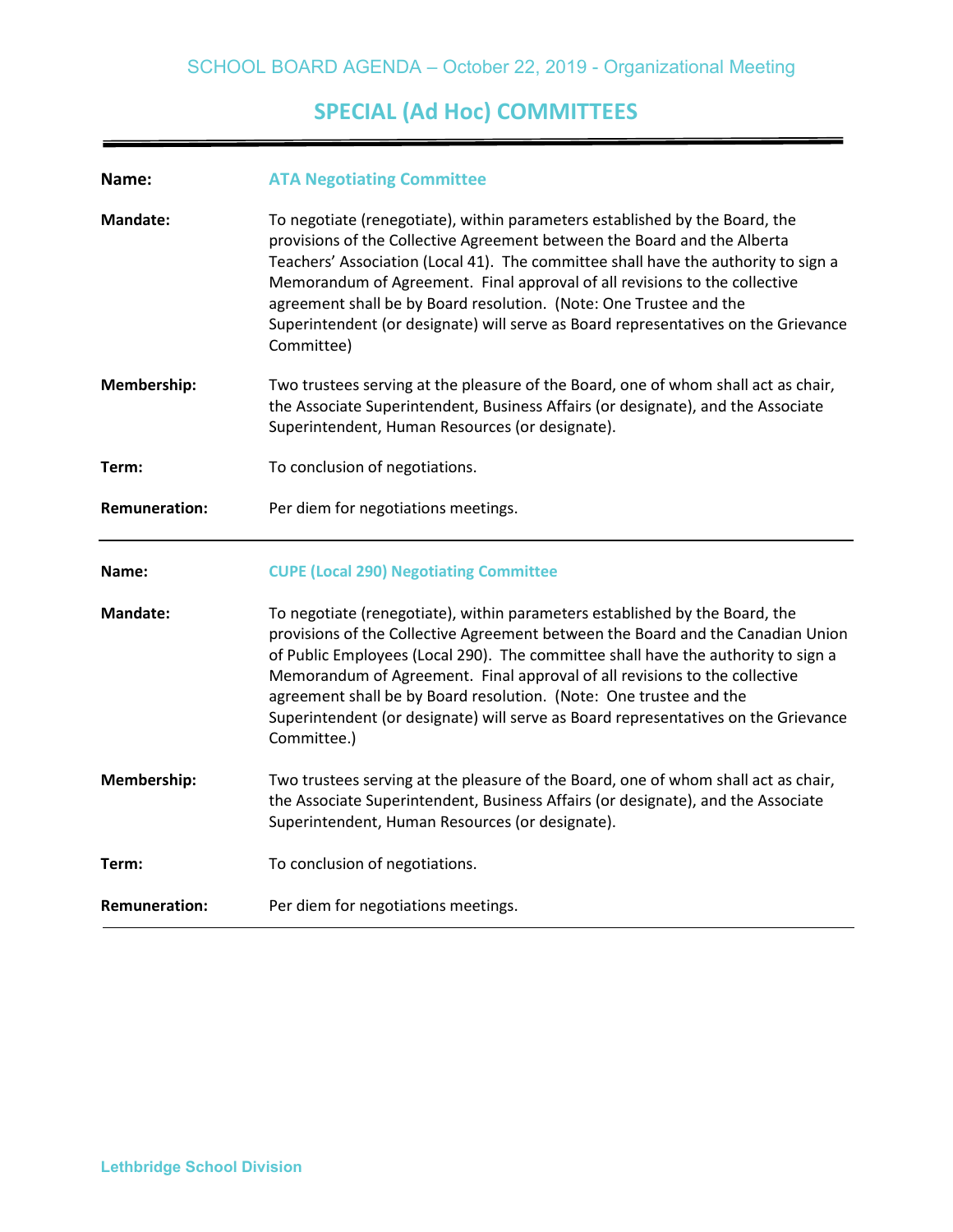## SPECIAL (Ad Hoc) COMMITTEES

**Name:** **ATA Negotiating Committee**

**Mandate:** To negotiate (renegotiate), within parameters established by the Board, the provisions of the Collective Agreement between the Board and the Alberta Teachers' Association (Local 41). The committee shall have the authority to sign a Memorandum of Agreement. Final approval of all revisions to the collective agreement shall be by Board resolution. (Note: One Trustee and the Superintendent (or designate) will serve as Board representatives on the Grievance Committee)

**Membership:** Two trustees serving at the pleasure of the Board, one of whom shall act as chair, the Associate Superintendent, Business Affairs (or designate), and the Associate Superintendent, Human Resources (or designate).

**Term:** To conclusion of negotiations.

**Remuneration:** Per diem for negotiations meetings.

---

**Name:** **CUPE (Local 290) Negotiating Committee**

**Mandate:** To negotiate (renegotiate), within parameters established by the Board, the provisions of the Collective Agreement between the Board and the Canadian Union of Public Employees (Local 290). The committee shall have the authority to sign a Memorandum of Agreement. Final approval of all revisions to the collective agreement shall be by Board resolution. (Note: One trustee and the Superintendent (or designate) will serve as Board representatives on the Grievance Committee.)

**Membership:** Two trustees serving at the pleasure of the Board, one of whom shall act as chair, the Associate Superintendent, Business Affairs (or designate), and the Associate Superintendent, Human Resources (or designate).

**Term:** To conclusion of negotiations.

**Remuneration:** Per diem for negotiations meetings.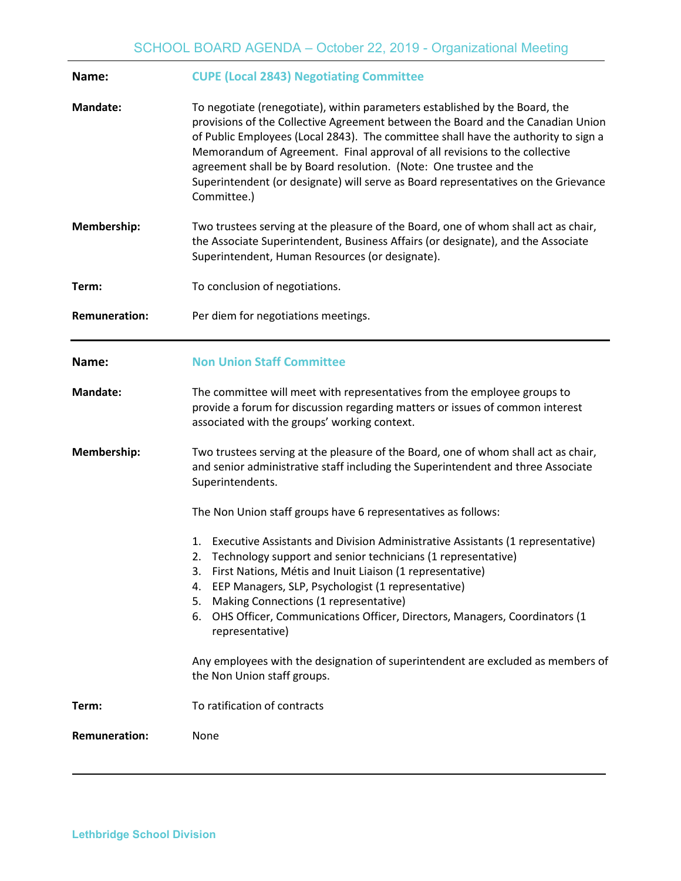**Name:** **CUPE (Local 2843) Negotiating Committee**

**Mandate:** To negotiate (renegotiate), within parameters established by the Board, the provisions of the Collective Agreement between the Board and the Canadian Union of Public Employees (Local 2843). The committee shall have the authority to sign a Memorandum of Agreement. Final approval of all revisions to the collective agreement shall be by Board resolution. (Note: One trustee and the Superintendent (or designate) will serve as Board representatives on the Grievance Committee.)

**Membership:** Two trustees serving at the pleasure of the Board, one of whom shall act as chair, the Associate Superintendent, Business Affairs (or designate), and the Associate Superintendent, Human Resources (or designate).

**Term:** To conclusion of negotiations.

**Remuneration:** Per diem for negotiations meetings.

---

**Name:** **Non Union Staff Committee**

**Mandate:** The committee will meet with representatives from the employee groups to provide a forum for discussion regarding matters or issues of common interest associated with the groups' working context.

**Membership:** Two trustees serving at the pleasure of the Board, one of whom shall act as chair, and senior administrative staff including the Superintendent and three Associate Superintendents.

The Non Union staff groups have 6 representatives as follows:

1. Executive Assistants and Division Administrative Assistants (1 representative)
2. Technology support and senior technicians (1 representative)
3. First Nations, Métis and Inuit Liaison (1 representative)
4. EEP Managers, SLP, Psychologist (1 representative)
5. Making Connections (1 representative)
6. OHS Officer, Communications Officer, Directors, Managers, Coordinators (1 representative)

Any employees with the designation of superintendent are excluded as members of the Non Union staff groups.

**Term:** To ratification of contracts

**Remuneration:** None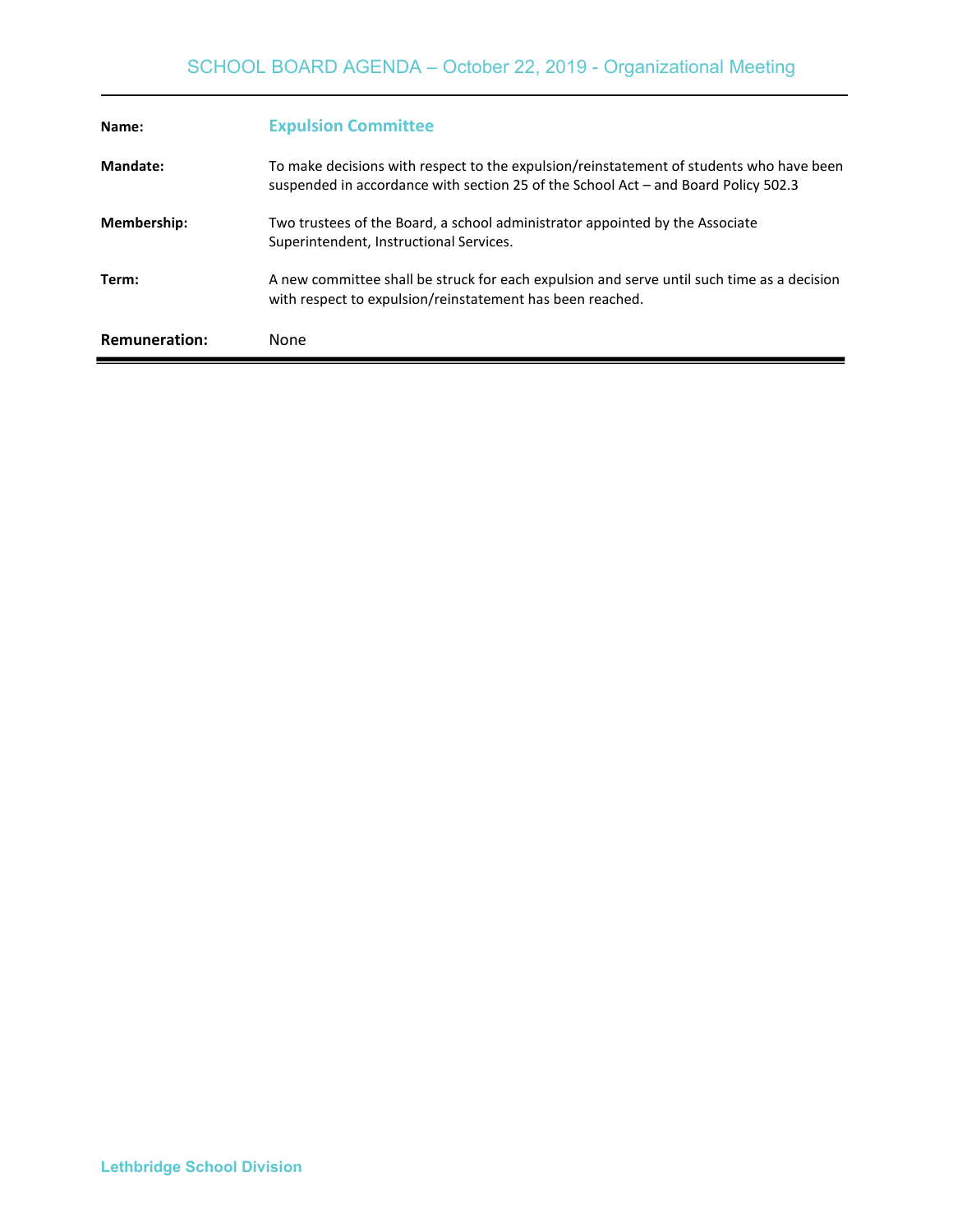| | |
|---|---|
| **Name:** | **Expulsion Committee** |
| **Mandate:** | To make decisions with respect to the expulsion/reinstatement of students who have been suspended in accordance with section 25 of the School Act – and Board Policy 502.3 |
| **Membership:** | Two trustees of the Board, a school administrator appointed by the Associate Superintendent, Instructional Services. |
| **Term:** | A new committee shall be struck for each expulsion and serve until such time as a decision with respect to expulsion/reinstatement has been reached. |
| **Remuneration:** | None |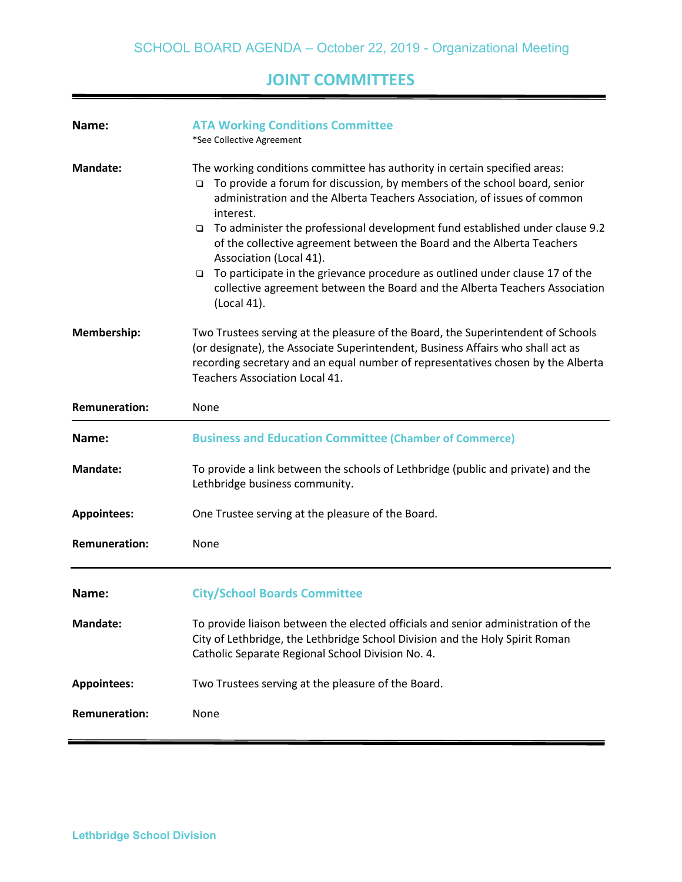# JOINT COMMITTEES

**Name:** **ATA Working Conditions Committee**
*See Collective Agreement

**Mandate:** The working conditions committee has authority in certain specified areas:

- To provide a forum for discussion, by members of the school board, senior administration and the Alberta Teachers Association, of issues of common interest.
- To administer the professional development fund established under clause 9.2 of the collective agreement between the Board and the Alberta Teachers Association (Local 41).
- To participate in the grievance procedure as outlined under clause 17 of the collective agreement between the Board and the Alberta Teachers Association (Local 41).

**Membership:** Two Trustees serving at the pleasure of the Board, the Superintendent of Schools (or designate), the Associate Superintendent, Business Affairs who shall act as recording secretary and an equal number of representatives chosen by the Alberta Teachers Association Local 41.

**Remuneration:** None

---

**Name:** **Business and Education Committee (Chamber of Commerce)**

**Mandate:** To provide a link between the schools of Lethbridge (public and private) and the Lethbridge business community.

**Appointees:** One Trustee serving at the pleasure of the Board.

**Remuneration:** None

---

**Name:** **City/School Boards Committee**

**Mandate:** To provide liaison between the elected officials and senior administration of the City of Lethbridge, the Lethbridge School Division and the Holy Spirit Roman Catholic Separate Regional School Division No. 4.

**Appointees:** Two Trustees serving at the pleasure of the Board.

**Remuneration:** None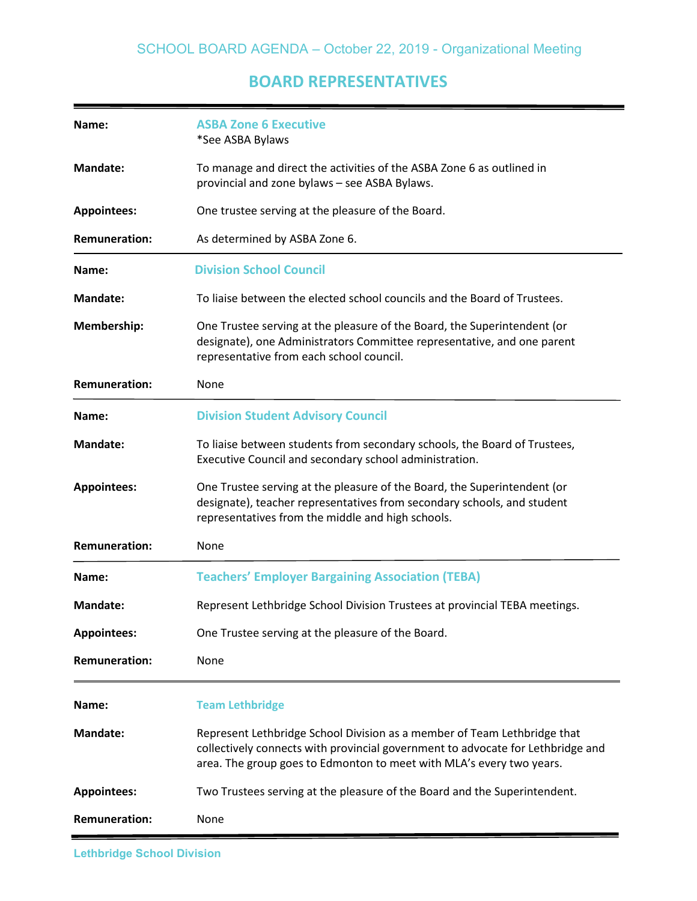SCHOOL BOARD AGENDA – October 22, 2019 - Organizational Meeting

# BOARD REPRESENTATIVES

---

**Name:** **ASBA Zone 6 Executive**
*See ASBA Bylaws

**Mandate:** To manage and direct the activities of the ASBA Zone 6 as outlined in provincial and zone bylaws – see ASBA Bylaws.

**Appointees:** One trustee serving at the pleasure of the Board.

**Remuneration:** As determined by ASBA Zone 6.

---

**Name:** **Division School Council**

**Mandate:** To liaise between the elected school councils and the Board of Trustees.

**Membership:** One Trustee serving at the pleasure of the Board, the Superintendent (or designate), one Administrators Committee representative, and one parent representative from each school council.

**Remuneration:** None

---

**Name:** **Division Student Advisory Council**

**Mandate:** To liaise between students from secondary schools, the Board of Trustees, Executive Council and secondary school administration.

**Appointees:** One Trustee serving at the pleasure of the Board, the Superintendent (or designate), teacher representatives from secondary schools, and student representatives from the middle and high schools.

**Remuneration:** None

---

**Name:** **Teachers' Employer Bargaining Association (TEBA)**

**Mandate:** Represent Lethbridge School Division Trustees at provincial TEBA meetings.

**Appointees:** One Trustee serving at the pleasure of the Board.

**Remuneration:** None

---

**Name:** **Team Lethbridge**

**Mandate:** Represent Lethbridge School Division as a member of Team Lethbridge that collectively connects with provincial government to advocate for Lethbridge and area. The group goes to Edmonton to meet with MLA's every two years.

**Appointees:** Two Trustees serving at the pleasure of the Board and the Superintendent.

**Remuneration:** None

---

Lethbridge School Division